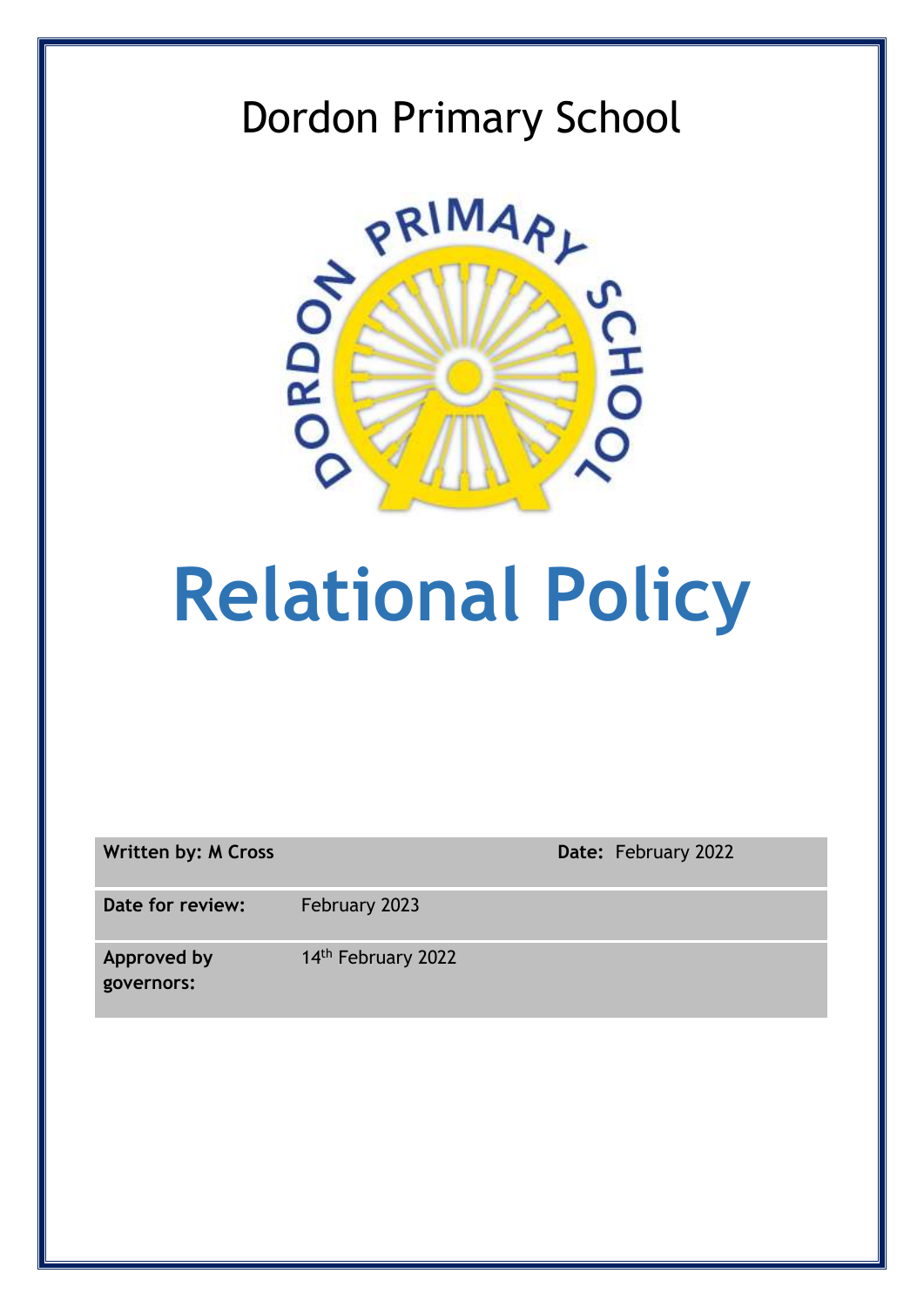Dordon Primary School

# Relational Policy

| **Written by: M Cross** | | **Date:** February 2022 |
| --- | --- | --- |
| **Date for review:** | February 2023 | |
| **Approved by governors:** | 14th February 2022 | |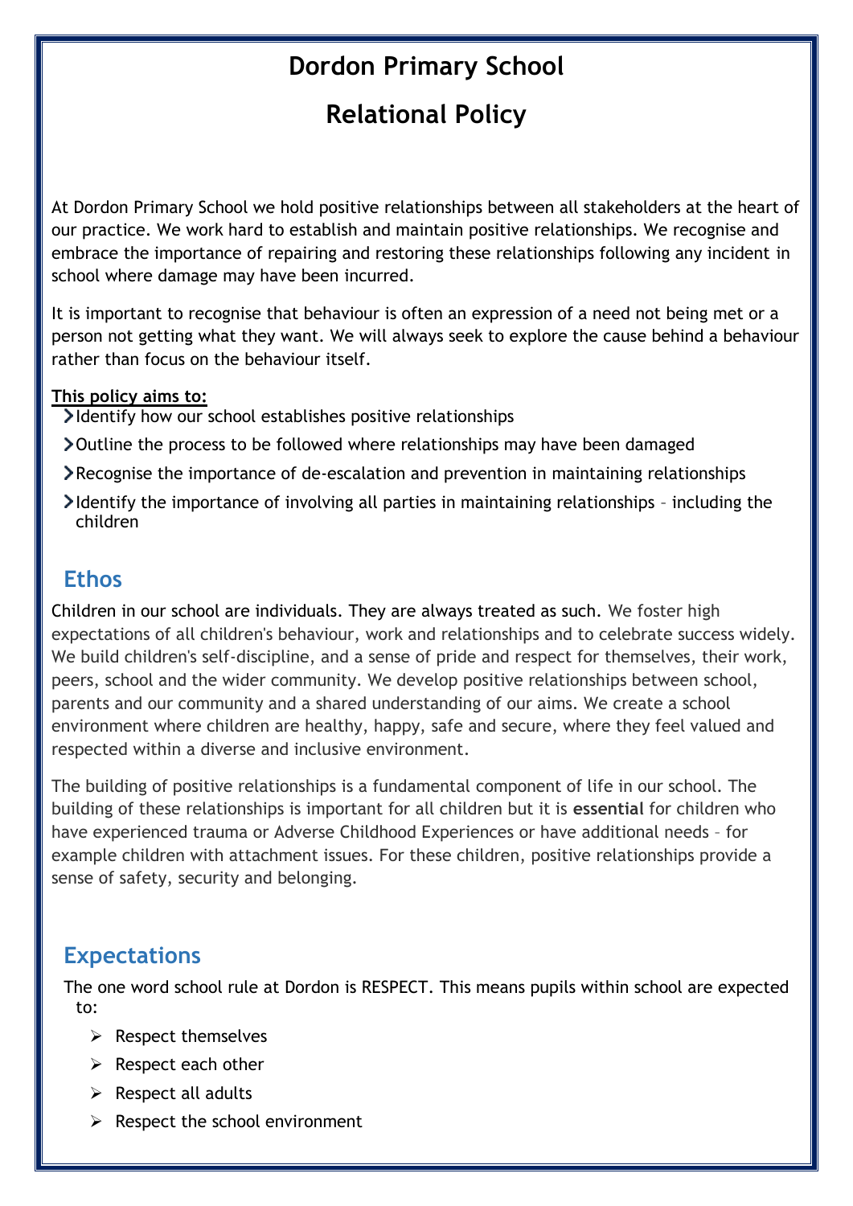# Dordon Primary School

# Relational Policy

At Dordon Primary School we hold positive relationships between all stakeholders at the heart of our practice. We work hard to establish and maintain positive relationships. We recognise and embrace the importance of repairing and restoring these relationships following any incident in school where damage may have been incurred.

It is important to recognise that behaviour is often an expression of a need not being met or a person not getting what they want. We will always seek to explore the cause behind a behaviour rather than focus on the behaviour itself.

**This policy aims to:**

- Identify how our school establishes positive relationships
- Outline the process to be followed where relationships may have been damaged
- Recognise the importance of de-escalation and prevention in maintaining relationships
- Identify the importance of involving all parties in maintaining relationships – including the children

## Ethos

Children in our school are individuals. They are always treated as such. We foster high expectations of all children's behaviour, work and relationships and to celebrate success widely. We build children's self-discipline, and a sense of pride and respect for themselves, their work, peers, school and the wider community. We develop positive relationships between school, parents and our community and a shared understanding of our aims. We create a school environment where children are healthy, happy, safe and secure, where they feel valued and respected within a diverse and inclusive environment.

The building of positive relationships is a fundamental component of life in our school. The building of these relationships is important for all children but it is **essential** for children who have experienced trauma or Adverse Childhood Experiences or have additional needs – for example children with attachment issues. For these children, positive relationships provide a sense of safety, security and belonging.

## Expectations

The one word school rule at Dordon is RESPECT. This means pupils within school are expected to:

- Respect themselves
- Respect each other
- Respect all adults
- Respect the school environment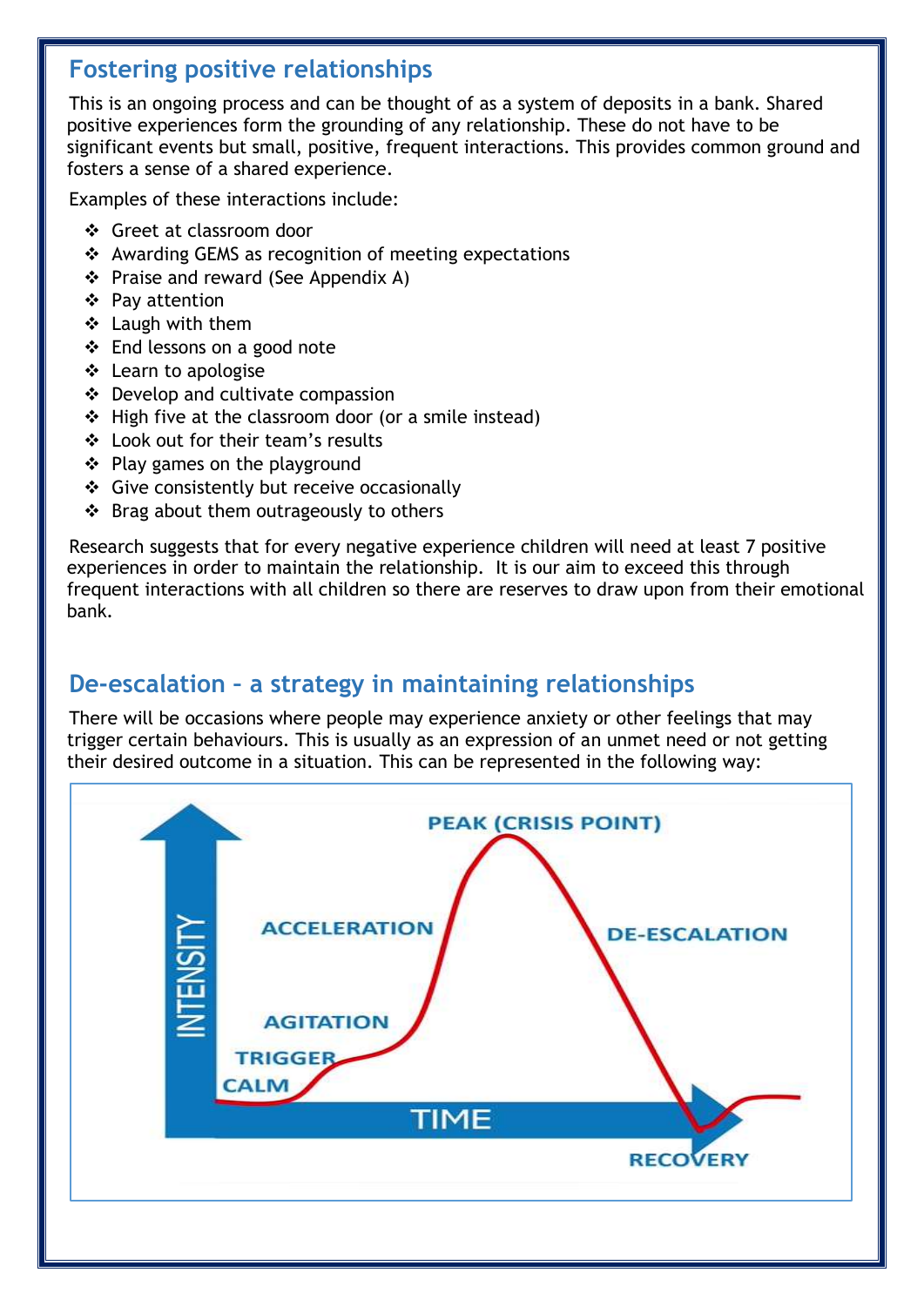## Fostering positive relationships

This is an ongoing process and can be thought of as a system of deposits in a bank. Shared positive experiences form the grounding of any relationship. These do not have to be significant events but small, positive, frequent interactions. This provides common ground and fosters a sense of a shared experience.

Examples of these interactions include:

- Greet at classroom door
- Awarding GEMS as recognition of meeting expectations
- Praise and reward (See Appendix A)
- Pay attention
- Laugh with them
- End lessons on a good note
- Learn to apologise
- Develop and cultivate compassion
- High five at the classroom door (or a smile instead)
- Look out for their team's results
- Play games on the playground
- Give consistently but receive occasionally
- Brag about them outrageously to others

Research suggests that for every negative experience children will need at least 7 positive experiences in order to maintain the relationship. It is our aim to exceed this through frequent interactions with all children so there are reserves to draw upon from their emotional bank.

## De-escalation – a strategy in maintaining relationships

There will be occasions where people may experience anxiety or other feelings that may trigger certain behaviours. This is usually as an expression of an unmet need or not getting their desired outcome in a situation. This can be represented in the following way:

INTENSITY / TIME

CALM – TRIGGER – AGITATION – ACCELERATION – PEAK (CRISIS POINT) – DE-ESCALATION – RECOVERY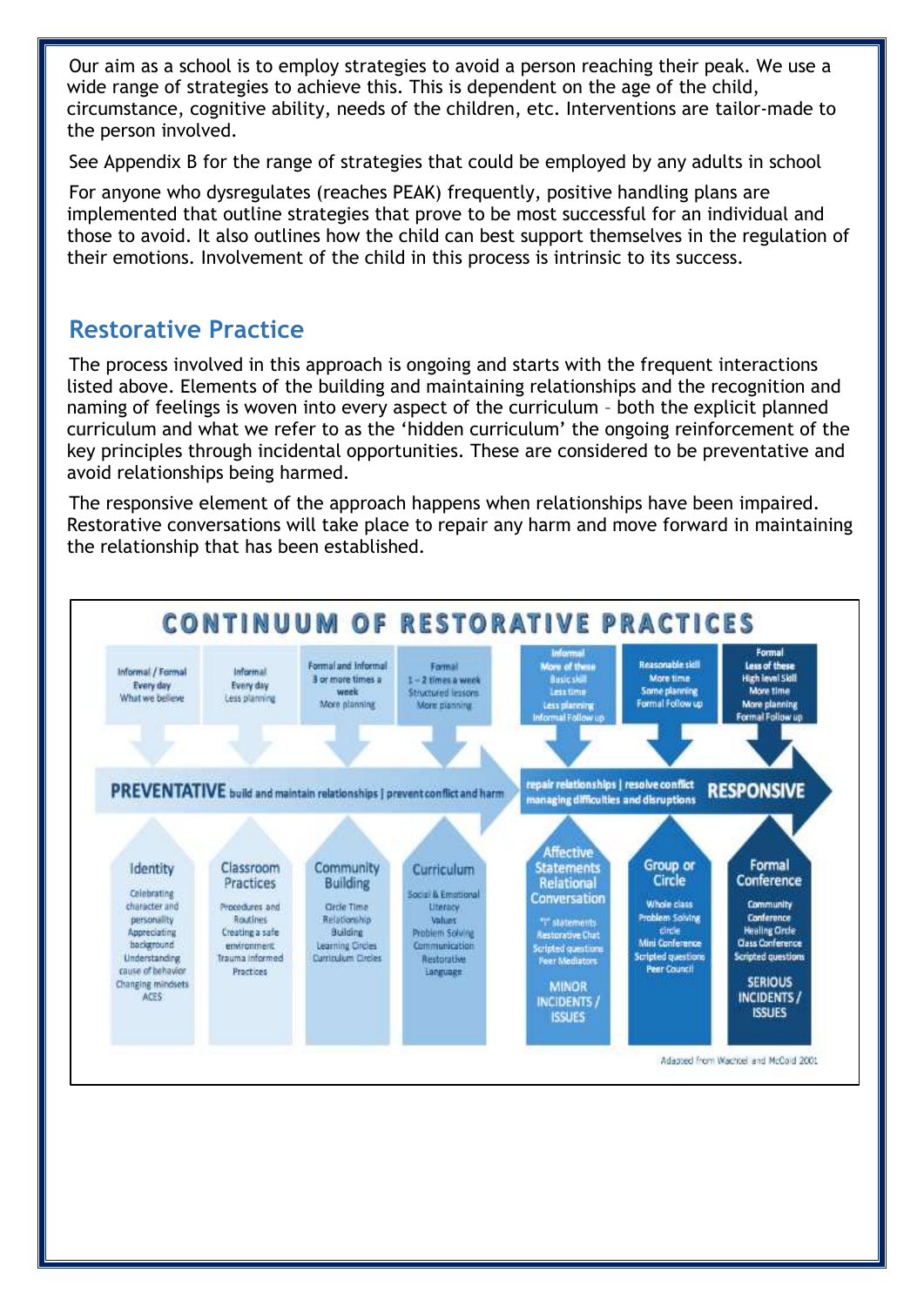Our aim as a school is to employ strategies to avoid a person reaching their peak. We use a wide range of strategies to achieve this. This is dependent on the age of the child, circumstance, cognitive ability, needs of the children, etc. Interventions are tailor-made to the person involved.

See Appendix B for the range of strategies that could be employed by any adults in school

For anyone who dysregulates (reaches PEAK) frequently, positive handling plans are implemented that outline strategies that prove to be most successful for an individual and those to avoid. It also outlines how the child can best support themselves in the regulation of their emotions. Involvement of the child in this process is intrinsic to its success.

## Restorative Practice

The process involved in this approach is ongoing and starts with the frequent interactions listed above. Elements of the building and maintaining relationships and the recognition and naming of feelings is woven into every aspect of the curriculum – both the explicit planned curriculum and what we refer to as the 'hidden curriculum' the ongoing reinforcement of the key principles through incidental opportunities. These are considered to be preventative and avoid relationships being harmed.

The responsive element of the approach happens when relationships have been impaired. Restorative conversations will take place to repair any harm and move forward in maintaining the relationship that has been established.

### CONTINUUM OF RESTORATIVE PRACTICES

**PREVENTATIVE** build and maintain relationships | prevent conflict and harm

| Identity | Classroom Practices | Community Building | Curriculum |
|---|---|---|---|
| Informal / Formal<br>Every day<br>What we believe | Informal<br>Every day<br>Less planning | Formal and Informal<br>3 or more times a week<br>More planning | Formal<br>1 – 2 times a week<br>Structured lessons<br>More planning |
| Celebrating character and personality<br>Appreciating background<br>Understanding cause of behavior<br>Changing mindsets<br>ACES | Procedures and Routines<br>Creating a safe environment<br>Trauma Informed Practices | Circle Time<br>Relationship Building<br>Learning Circles<br>Curriculum Circles | Social & Emotional Literacy<br>Values<br>Problem Solving<br>Communication<br>Restorative Language |

**RESPONSIVE** repair relationships | resolve conflict | managing difficulties and disruptions

| Affective Statements Relational Conversation | Group or Circle | Formal Conference |
|---|---|---|
| Informal<br>More of these<br>Basic skill<br>Less time<br>Less planning<br>Informal Follow up | Reasonable skill<br>More time<br>Some planning<br>Formal Follow up | Formal<br>Less of these<br>High level Skill<br>More time<br>More planning<br>Formal Follow up |
| "I" statements<br>Restorative Chat<br>Scripted questions<br>Peer Mediators | Whole class<br>Problem Solving circle<br>Mini Conference<br>Scripted questions<br>Peer Council | Community Conference<br>Healing Circle<br>Class Conference<br>Scripted questions |
| MINOR INCIDENTS / ISSUES | | SERIOUS INCIDENTS / ISSUES |

Adapted from Wachtel and McCold 2001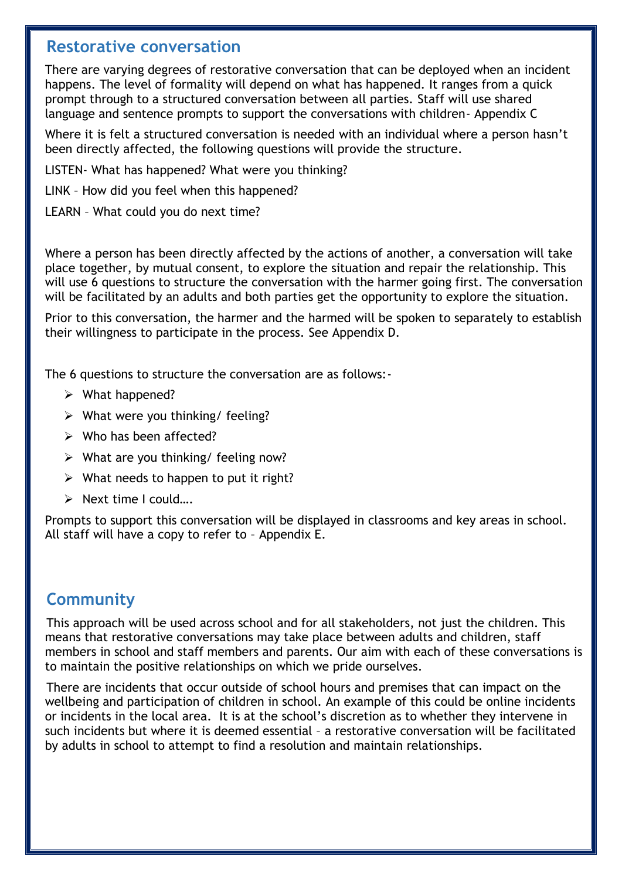## Restorative conversation

There are varying degrees of restorative conversation that can be deployed when an incident happens. The level of formality will depend on what has happened. It ranges from a quick prompt through to a structured conversation between all parties. Staff will use shared language and sentence prompts to support the conversations with children- Appendix C

Where it is felt a structured conversation is needed with an individual where a person hasn't been directly affected, the following questions will provide the structure.

LISTEN- What has happened? What were you thinking?

LINK – How did you feel when this happened?

LEARN – What could you do next time?

Where a person has been directly affected by the actions of another, a conversation will take place together, by mutual consent, to explore the situation and repair the relationship. This will use 6 questions to structure the conversation with the harmer going first. The conversation will be facilitated by an adults and both parties get the opportunity to explore the situation.

Prior to this conversation, the harmer and the harmed will be spoken to separately to establish their willingness to participate in the process. See Appendix D.

The 6 questions to structure the conversation are as follows:-

- What happened?
- What were you thinking/ feeling?
- Who has been affected?
- What are you thinking/ feeling now?
- What needs to happen to put it right?
- Next time I could….

Prompts to support this conversation will be displayed in classrooms and key areas in school. All staff will have a copy to refer to – Appendix E.

## Community

This approach will be used across school and for all stakeholders, not just the children. This means that restorative conversations may take place between adults and children, staff members in school and staff members and parents. Our aim with each of these conversations is to maintain the positive relationships on which we pride ourselves.

There are incidents that occur outside of school hours and premises that can impact on the wellbeing and participation of children in school. An example of this could be online incidents or incidents in the local area. It is at the school's discretion as to whether they intervene in such incidents but where it is deemed essential – a restorative conversation will be facilitated by adults in school to attempt to find a resolution and maintain relationships.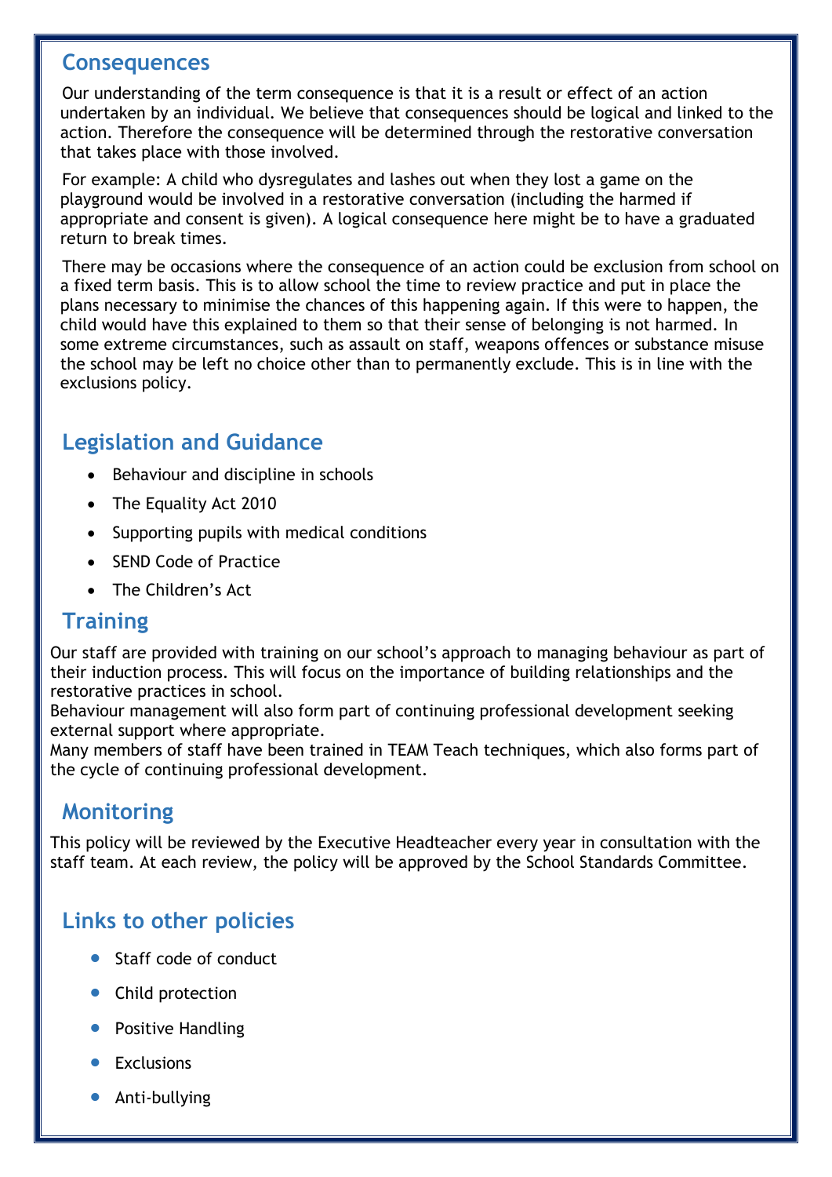## Consequences

Our understanding of the term consequence is that it is a result or effect of an action undertaken by an individual. We believe that consequences should be logical and linked to the action. Therefore the consequence will be determined through the restorative conversation that takes place with those involved.

For example: A child who dysregulates and lashes out when they lost a game on the playground would be involved in a restorative conversation (including the harmed if appropriate and consent is given). A logical consequence here might be to have a graduated return to break times.

There may be occasions where the consequence of an action could be exclusion from school on a fixed term basis. This is to allow school the time to review practice and put in place the plans necessary to minimise the chances of this happening again. If this were to happen, the child would have this explained to them so that their sense of belonging is not harmed. In some extreme circumstances, such as assault on staff, weapons offences or substance misuse the school may be left no choice other than to permanently exclude. This is in line with the exclusions policy.

## Legislation and Guidance

- Behaviour and discipline in schools
- The Equality Act 2010
- Supporting pupils with medical conditions
- SEND Code of Practice
- The Children's Act

## Training

Our staff are provided with training on our school's approach to managing behaviour as part of their induction process. This will focus on the importance of building relationships and the restorative practices in school.
Behaviour management will also form part of continuing professional development seeking external support where appropriate.
Many members of staff have been trained in TEAM Teach techniques, which also forms part of the cycle of continuing professional development.

## Monitoring

This policy will be reviewed by the Executive Headteacher every year in consultation with the staff team. At each review, the policy will be approved by the School Standards Committee.

## Links to other policies

- Staff code of conduct
- Child protection
- Positive Handling
- Exclusions
- Anti-bullying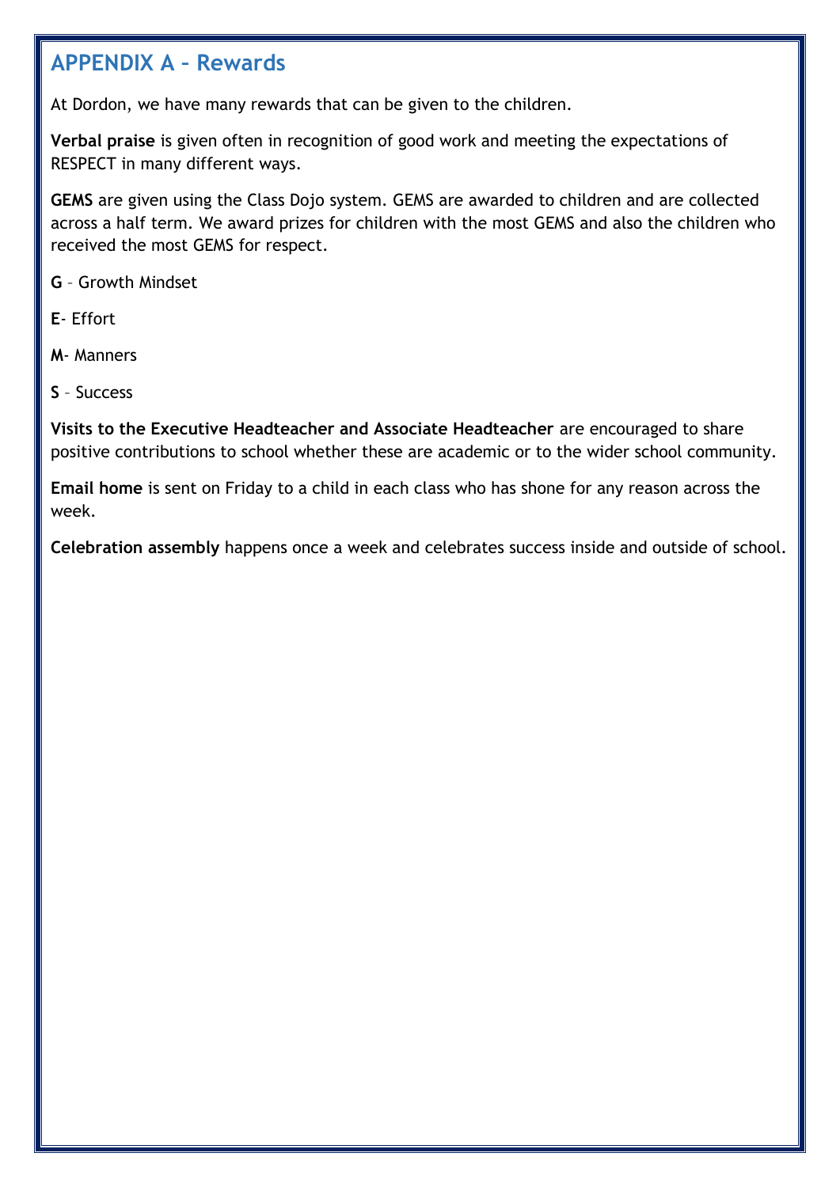## APPENDIX A – Rewards

At Dordon, we have many rewards that can be given to the children.

**Verbal praise** is given often in recognition of good work and meeting the expectations of RESPECT in many different ways.

**GEMS** are given using the Class Dojo system. GEMS are awarded to children and are collected across a half term. We award prizes for children with the most GEMS and also the children who received the most GEMS for respect.

**G** – Growth Mindset

**E**- Effort

**M**- Manners

**S** – Success

**Visits to the Executive Headteacher and Associate Headteacher** are encouraged to share positive contributions to school whether these are academic or to the wider school community.

**Email home** is sent on Friday to a child in each class who has shone for any reason across the week.

**Celebration assembly** happens once a week and celebrates success inside and outside of school.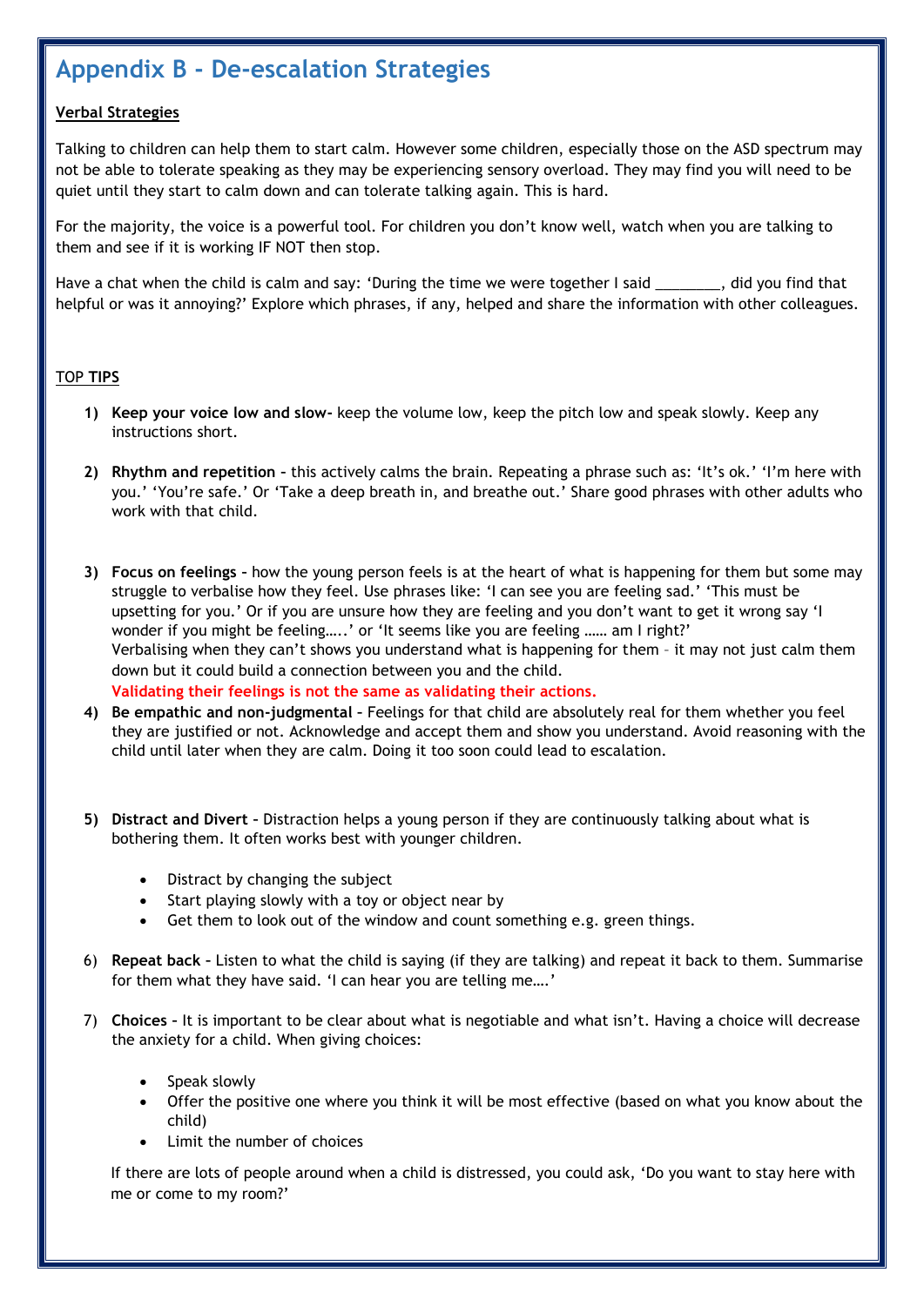## Appendix B - De-escalation Strategies

**Verbal Strategies**

Talking to children can help them to start calm. However some children, especially those on the ASD spectrum may not be able to tolerate speaking as they may be experiencing sensory overload. They may find you will need to be quiet until they start to calm down and can tolerate talking again. This is hard.

For the majority, the voice is a powerful tool. For children you don't know well, watch when you are talking to them and see if it is working IF NOT then stop.

Have a chat when the child is calm and say: 'During the time we were together I said ________, did you find that helpful or was it annoying?' Explore which phrases, if any, helped and share the information with other colleagues.

TOP **TIPS**

1) **Keep your voice low and slow-** keep the volume low, keep the pitch low and speak slowly. Keep any instructions short.

2) **Rhythm and repetition** – this actively calms the brain. Repeating a phrase such as: 'It's ok.' 'I'm here with you.' 'You're safe.' Or 'Take a deep breath in, and breathe out.' Share good phrases with other adults who work with that child.

3) **Focus on feelings** – how the young person feels is at the heart of what is happening for them but some may struggle to verbalise how they feel. Use phrases like: 'I can see you are feeling sad.' 'This must be upsetting for you.' Or if you are unsure how they are feeling and you don't want to get it wrong say 'I wonder if you might be feeling…..' or 'It seems like you are feeling …… am I right?'
   Verbalising when they can't shows you understand what is happening for them – it may not just calm them down but it could build a connection between you and the child.
   **Validating their feelings is not the same as validating their actions.**

4) **Be empathic and non-judgmental** – Feelings for that child are absolutely real for them whether you feel they are justified or not. Acknowledge and accept them and show you understand. Avoid reasoning with the child until later when they are calm. Doing it too soon could lead to escalation.

5) **Distract and Divert** – Distraction helps a young person if they are continuously talking about what is bothering them. It often works best with younger children.
   - Distract by changing the subject
   - Start playing slowly with a toy or object near by
   - Get them to look out of the window and count something e.g. green things.

6) **Repeat back** – Listen to what the child is saying (if they are talking) and repeat it back to them. Summarise for them what they have said. 'I can hear you are telling me….'

7) **Choices** – It is important to be clear about what is negotiable and what isn't. Having a choice will decrease the anxiety for a child. When giving choices:
   - Speak slowly
   - Offer the positive one where you think it will be most effective (based on what you know about the child)
   - Limit the number of choices

   If there are lots of people around when a child is distressed, you could ask, 'Do you want to stay here with me or come to my room?'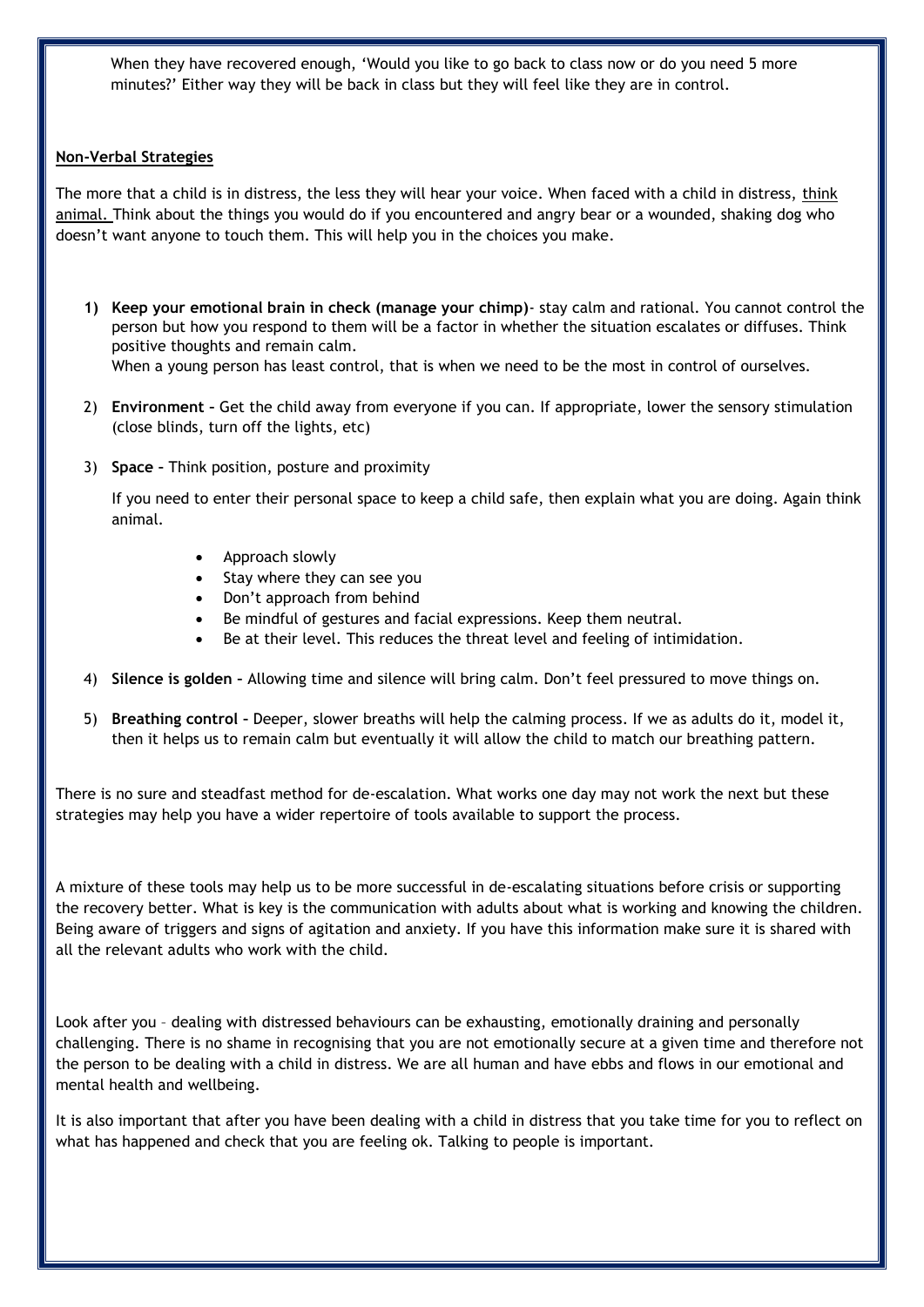When they have recovered enough, 'Would you like to go back to class now or do you need 5 more minutes?' Either way they will be back in class but they will feel like they are in control.

**Non-Verbal Strategies**

The more that a child is in distress, the less they will hear your voice. When faced with a child in distress, think animal. Think about the things you would do if you encountered and angry bear or a wounded, shaking dog who doesn't want anyone to touch them. This will help you in the choices you make.

1) **Keep your emotional brain in check (manage your chimp)**- stay calm and rational. You cannot control the person but how you respond to them will be a factor in whether the situation escalates or diffuses. Think positive thoughts and remain calm.
   When a young person has least control, that is when we need to be the most in control of ourselves.

2) **Environment** – Get the child away from everyone if you can. If appropriate, lower the sensory stimulation (close blinds, turn off the lights, etc)

3) **Space** – Think position, posture and proximity

   If you need to enter their personal space to keep a child safe, then explain what you are doing. Again think animal.

   - Approach slowly
   - Stay where they can see you
   - Don't approach from behind
   - Be mindful of gestures and facial expressions. Keep them neutral.
   - Be at their level. This reduces the threat level and feeling of intimidation.

4) **Silence is golden** – Allowing time and silence will bring calm. Don't feel pressured to move things on.

5) **Breathing control** – Deeper, slower breaths will help the calming process. If we as adults do it, model it, then it helps us to remain calm but eventually it will allow the child to match our breathing pattern.

There is no sure and steadfast method for de-escalation. What works one day may not work the next but these strategies may help you have a wider repertoire of tools available to support the process.

A mixture of these tools may help us to be more successful in de-escalating situations before crisis or supporting the recovery better. What is key is the communication with adults about what is working and knowing the children. Being aware of triggers and signs of agitation and anxiety. If you have this information make sure it is shared with all the relevant adults who work with the child.

Look after you – dealing with distressed behaviours can be exhausting, emotionally draining and personally challenging. There is no shame in recognising that you are not emotionally secure at a given time and therefore not the person to be dealing with a child in distress. We are all human and have ebbs and flows in our emotional and mental health and wellbeing.

It is also important that after you have been dealing with a child in distress that you take time for you to reflect on what has happened and check that you are feeling ok. Talking to people is important.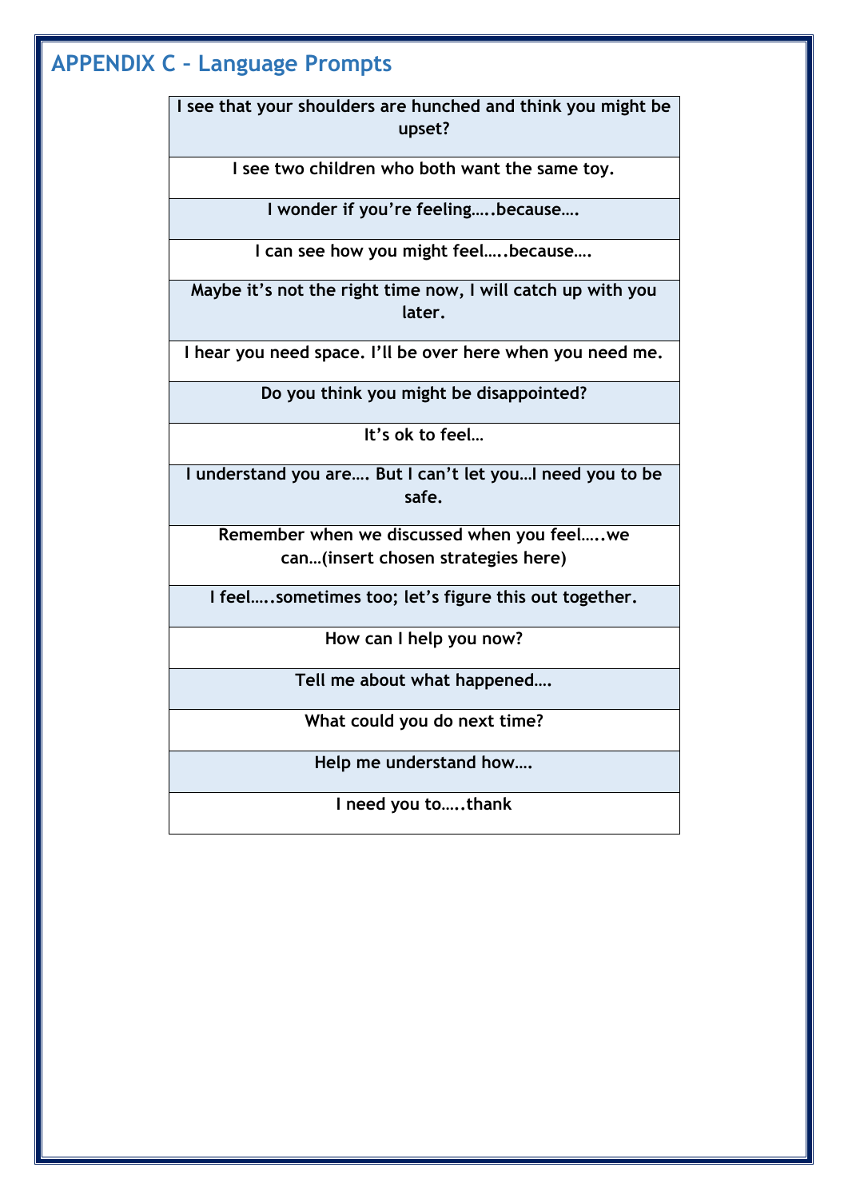## APPENDIX C – Language Prompts

| I see that your shoulders are hunched and think you might be upset? |
|---|
| I see two children who both want the same toy. |
| I wonder if you're feeling…..because…. |
| I can see how you might feel…..because…. |
| Maybe it's not the right time now, I will catch up with you later. |
| I hear you need space. I'll be over here when you need me. |
| Do you think you might be disappointed? |
| It's ok to feel… |
| I understand you are…. But I can't let you…I need you to be safe. |
| Remember when we discussed when you feel…..we can…(insert chosen strategies here) |
| I feel…..sometimes too; let's figure this out together. |
| How can I help you now? |
| Tell me about what happened…. |
| What could you do next time? |
| Help me understand how…. |
| I need you to…..thank |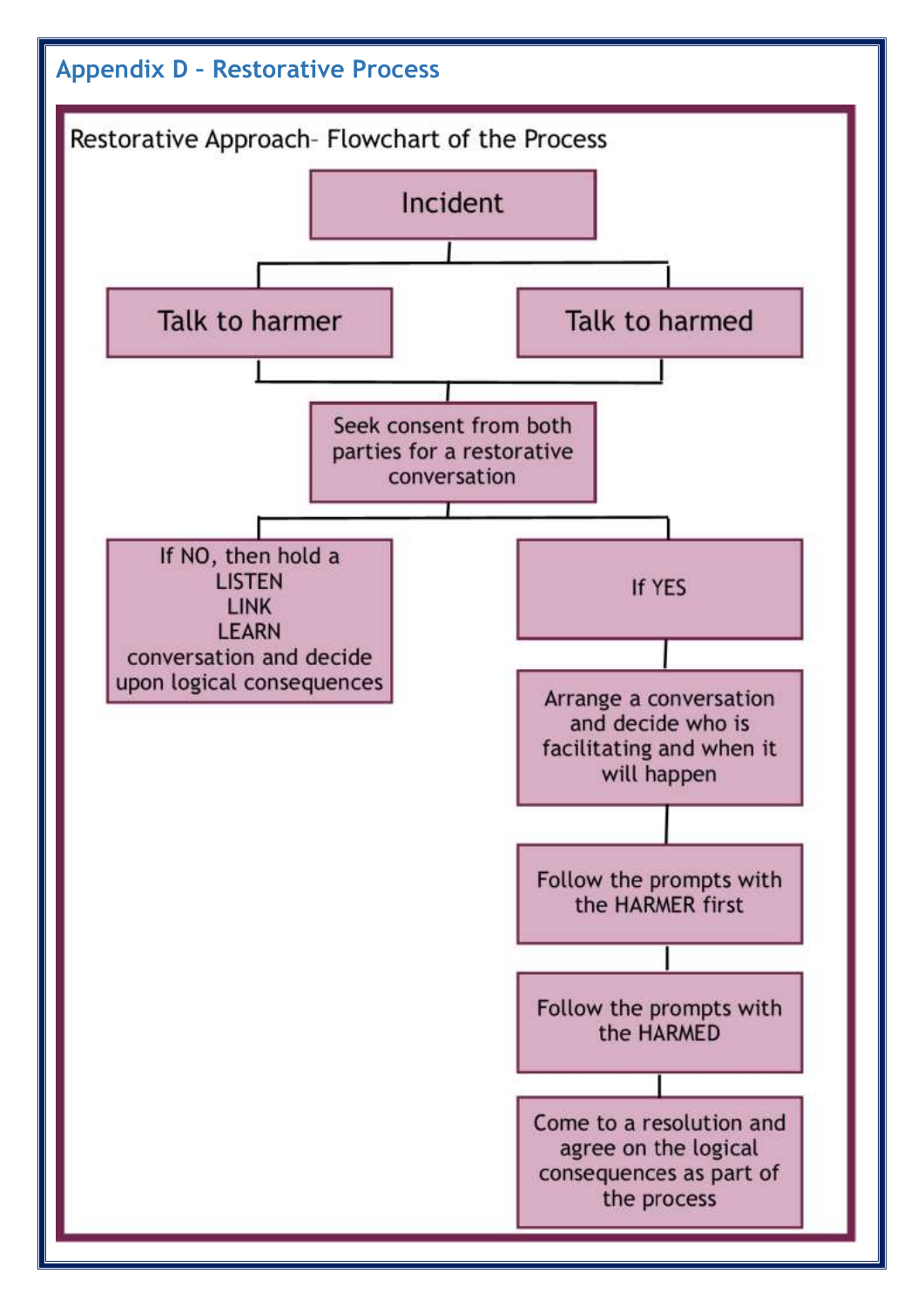## Appendix D – Restorative Process

Restorative Approach– Flowchart of the Process

Incident

Talk to harmer

Talk to harmed

Seek consent from both parties for a restorative conversation

If NO, then hold a LISTEN LINK LEARN conversation and decide upon logical consequences

If YES

Arrange a conversation and decide who is facilitating and when it will happen

Follow the prompts with the HARMER first

Follow the prompts with the HARMED

Come to a resolution and agree on the logical consequences as part of the process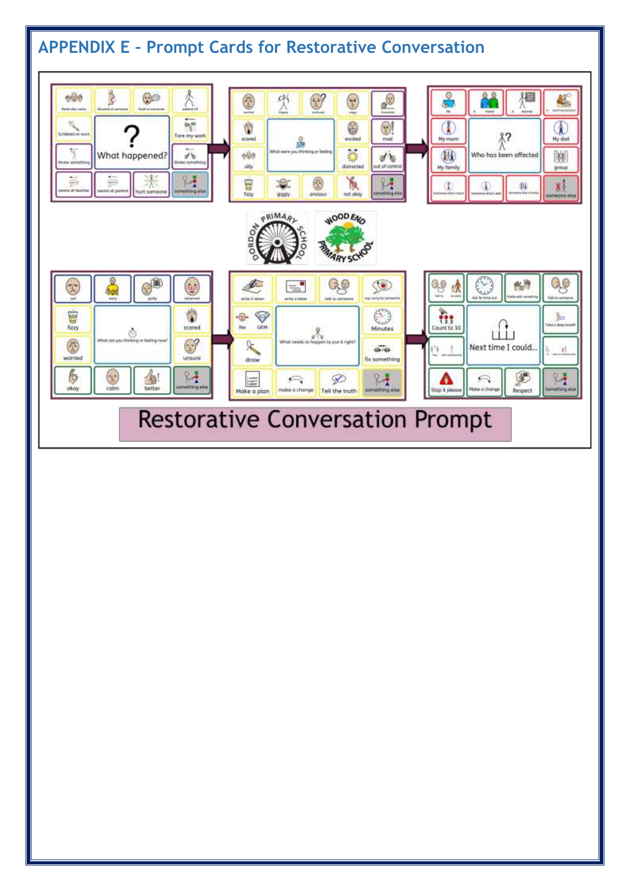## APPENDIX E – Prompt Cards for Restorative Conversation

What happened?

Made silly noises
Shouted at someone
Rude to someone
walked off
Scribbled on work
Tore my work
threw something
Broke something
swore at teacher
swore at parent
hurt someone
something else

What were you thinking or feeling

worried
fidgety
confused
angry
frustrated
scared
excited
mad
silly
distracted
out of control
fizzy
giggly
anxious
not okay
something else

Who has been affected

Me
A friend
A teacher
My mum
My dad
My family
group
someone else

What are you thinking or feeling now?

sad
sorry
guilty
ashamed
fizzy
scared
worried
unsure
okay
calm
better
something else

What needs to happen to put it right?

write it down
write a letter
talk to someone
say sorry to someone
No
GEM
Minutes
draw
fix something
Make a plan
make a change
Tell the truth
something else

Next time I could...

Ask for time out
Talk to someone
Count to 10
Take a deep breath
Stop it please
Make a change
Respect
Something else

Restorative Conversation Prompt